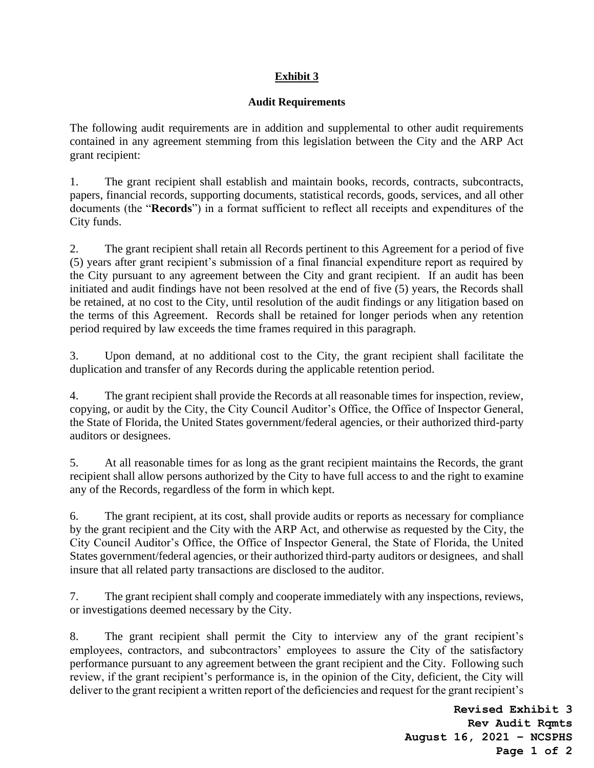# Exhibit 3

## Audit Requirements

The following audit requirements are in addition and supplemental to other audit requirements contained in any agreement stemming from this legislation between the City and the ARP Act grant recipient:

1. The grant recipient shall establish and maintain books, records, contracts, subcontracts, papers, financial records, supporting documents, statistical records, goods, services, and all other documents (the "**Records**") in a format sufficient to reflect all receipts and expenditures of the City funds.

2. The grant recipient shall retain all Records pertinent to this Agreement for a period of five (5) years after grant recipient's submission of a final financial expenditure report as required by the City pursuant to any agreement between the City and grant recipient. If an audit has been initiated and audit findings have not been resolved at the end of five (5) years, the Records shall be retained, at no cost to the City, until resolution of the audit findings or any litigation based on the terms of this Agreement. Records shall be retained for longer periods when any retention period required by law exceeds the time frames required in this paragraph.

3. Upon demand, at no additional cost to the City, the grant recipient shall facilitate the duplication and transfer of any Records during the applicable retention period.

4. The grant recipient shall provide the Records at all reasonable times for inspection, review, copying, or audit by the City, the City Council Auditor's Office, the Office of Inspector General, the State of Florida, the United States government/federal agencies, or their authorized third-party auditors or designees.

5. At all reasonable times for as long as the grant recipient maintains the Records, the grant recipient shall allow persons authorized by the City to have full access to and the right to examine any of the Records, regardless of the form in which kept.

6. The grant recipient, at its cost, shall provide audits or reports as necessary for compliance by the grant recipient and the City with the ARP Act, and otherwise as requested by the City, the City Council Auditor's Office, the Office of Inspector General, the State of Florida, the United States government/federal agencies, or their authorized third-party auditors or designees, and shall insure that all related party transactions are disclosed to the auditor.

7. The grant recipient shall comply and cooperate immediately with any inspections, reviews, or investigations deemed necessary by the City.

8. The grant recipient shall permit the City to interview any of the grant recipient's employees, contractors, and subcontractors' employees to assure the City of the satisfactory performance pursuant to any agreement between the grant recipient and the City. Following such review, if the grant recipient's performance is, in the opinion of the City, deficient, the City will deliver to the grant recipient a written report of the deficiencies and request for the grant recipient's

**Revised Exhibit 3**
**Rev Audit Rqmts**
**August 16, 2021 – NCSPHS**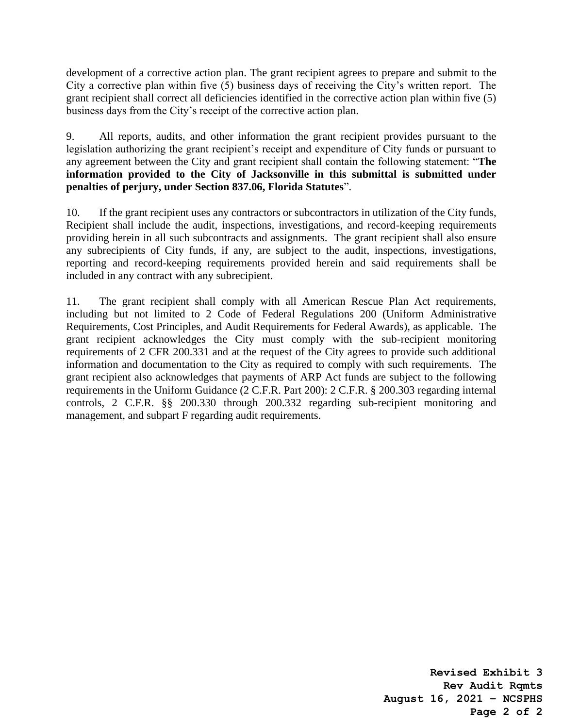development of a corrective action plan. The grant recipient agrees to prepare and submit to the City a corrective plan within five (5) business days of receiving the City's written report. The grant recipient shall correct all deficiencies identified in the corrective action plan within five (5) business days from the City's receipt of the corrective action plan.

9. All reports, audits, and other information the grant recipient provides pursuant to the legislation authorizing the grant recipient's receipt and expenditure of City funds or pursuant to any agreement between the City and grant recipient shall contain the following statement: "**The information provided to the City of Jacksonville in this submittal is submitted under penalties of perjury, under Section 837.06, Florida Statutes**".

10. If the grant recipient uses any contractors or subcontractors in utilization of the City funds, Recipient shall include the audit, inspections, investigations, and record-keeping requirements providing herein in all such subcontracts and assignments. The grant recipient shall also ensure any subrecipients of City funds, if any, are subject to the audit, inspections, investigations, reporting and record-keeping requirements provided herein and said requirements shall be included in any contract with any subrecipient.

11. The grant recipient shall comply with all American Rescue Plan Act requirements, including but not limited to 2 Code of Federal Regulations 200 (Uniform Administrative Requirements, Cost Principles, and Audit Requirements for Federal Awards), as applicable. The grant recipient acknowledges the City must comply with the sub-recipient monitoring requirements of 2 CFR 200.331 and at the request of the City agrees to provide such additional information and documentation to the City as required to comply with such requirements. The grant recipient also acknowledges that payments of ARP Act funds are subject to the following requirements in the Uniform Guidance (2 C.F.R. Part 200): 2 C.F.R. § 200.303 regarding internal controls, 2 C.F.R. §§ 200.330 through 200.332 regarding sub-recipient monitoring and management, and subpart F regarding audit requirements.

**Revised Exhibit 3**
**Rev Audit Rqmts**
**August 16, 2021 – NCSPHS**